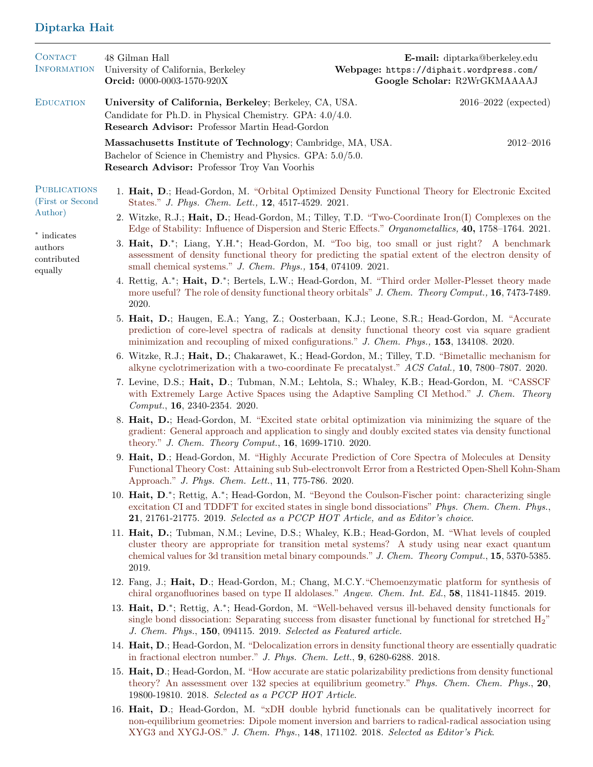# Diptarka Hait

## Contact Information

48 Gilman Hall
University of California, Berkeley
**Orcid:** 0000-0003-1570-920X

**E-mail:** diptarka@berkeley.edu
**Webpage:** https://diphait.wordpress.com/
**Google Scholar:** R2WrGKMAAAAJ

## Education

**University of California, Berkeley**; Berkeley, CA, USA. — 2016–2022 (expected)
Candidate for Ph.D. in Physical Chemistry. GPA: 4.0/4.0.
**Research Advisor:** Professor Martin Head-Gordon

**Massachusetts Institute of Technology**; Cambridge, MA, USA. — 2012–2016
Bachelor of Science in Chemistry and Physics. GPA: 5.0/5.0.
**Research Advisor:** Professor Troy Van Voorhis

## Publications (First or Second Author)

\* indicates authors contributed equally

1. **Hait, D.**; Head-Gordon, M. "Orbital Optimized Density Functional Theory for Electronic Excited States." *J. Phys. Chem. Lett.,* **12**, 4517-4529. 2021.
2. Witzke, R.J.; **Hait, D.**; Head-Gordon, M.; Tilley, T.D. "Two-Coordinate Iron(I) Complexes on the Edge of Stability: Influence of Dispersion and Steric Effects." *Organometallics,* **40,** 1758–1764. 2021.
3. **Hait, D**.*; Liang, Y.H.*; Head-Gordon, M. "Too big, too small or just right? A benchmark assessment of density functional theory for predicting the spatial extent of the electron density of small chemical systems." *J. Chem. Phys.,* **154**, 074109. 2021.
4. Rettig, A.*; **Hait, D**.*; Bertels, L.W.; Head-Gordon, M. "Third order Møller-Plesset theory made more useful? The role of density functional theory orbitals" *J. Chem. Theory Comput.,* **16**, 7473-7489. 2020.
5. **Hait, D.**; Haugen, E.A.; Yang, Z.; Oosterbaan, K.J.; Leone, S.R.; Head-Gordon, M. "Accurate prediction of core-level spectra of radicals at density functional theory cost via square gradient minimization and recoupling of mixed configurations." *J. Chem. Phys.,* **153**, 134108. 2020.
6. Witzke, R.J.; **Hait, D.**; Chakarawet, K.; Head-Gordon, M.; Tilley, T.D. "Bimetallic mechanism for alkyne cyclotrimerization with a two-coordinate Fe precatalyst." *ACS Catal.,* **10**, 7800–7807. 2020.
7. Levine, D.S.; **Hait, D**.; Tubman, N.M.; Lehtola, S.; Whaley, K.B.; Head-Gordon, M. "CASSCF with Extremely Large Active Spaces using the Adaptive Sampling CI Method." *J. Chem. Theory Comput.*, **16**, 2340-2354. 2020.
8. **Hait, D.**; Head-Gordon, M. "Excited state orbital optimization via minimizing the square of the gradient: General approach and application to singly and doubly excited states via density functional theory." *J. Chem. Theory Comput.*, **16**, 1699-1710. 2020.
9. **Hait, D**.; Head-Gordon, M. "Highly Accurate Prediction of Core Spectra of Molecules at Density Functional Theory Cost: Attaining sub Sub-electronvolt Error from a Restricted Open-Shell Kohn-Sham Approach." *J. Phys. Chem. Lett.*, **11**, 775-786. 2020.
10. **Hait, D**.*; Rettig, A.*; Head-Gordon, M. "Beyond the Coulson-Fischer point: characterizing single excitation CI and TDDFT for excited states in single bond dissociations" *Phys. Chem. Chem. Phys.*, **21**, 21761-21775. 2019. *Selected as a PCCP HOT Article, and as Editor's choice.*
11. **Hait, D.**; Tubman, N.M.; Levine, D.S.; Whaley, K.B.; Head-Gordon, M. "What levels of coupled cluster theory are appropriate for transition metal systems? A study using near exact quantum chemical values for 3d transition metal binary compounds." *J. Chem. Theory Comput.*, **15**, 5370-5385. 2019.
12. Fang, J.; **Hait, D**.; Head-Gordon, M.; Chang, M.C.Y."Chemoenzymatic platform for synthesis of chiral organofluorines based on type II aldolases." *Angew. Chem. Int. Ed.*, **58**, 11841-11845. 2019.
13. **Hait, D**.*; Rettig, A.*; Head-Gordon, M. "Well-behaved versus ill-behaved density functionals for single bond dissociation: Separating success from disaster functional by functional for stretched $H_2$" *J. Chem. Phys.*, **150**, 094115. 2019. *Selected as Featured article.*
14. **Hait, D.**; Head-Gordon, M. "Delocalization errors in density functional theory are essentially quadratic in fractional electron number." *J. Phys. Chem. Lett.*, **9**, 6280-6288. 2018.
15. **Hait, D**.; Head-Gordon, M. "How accurate are static polarizability predictions from density functional theory? An assessment over 132 species at equilibrium geometry." *Phys. Chem. Chem. Phys.*, **20**, 19800-19810. 2018. *Selected as a PCCP HOT Article.*
16. **Hait, D**.; Head-Gordon, M. "xDH double hybrid functionals can be qualitatively incorrect for non-equilibrium geometries: Dipole moment inversion and barriers to radical-radical association using XYG3 and XYGJ-OS." *J. Chem. Phys.*, **148**, 171102. 2018. *Selected as Editor's Pick.*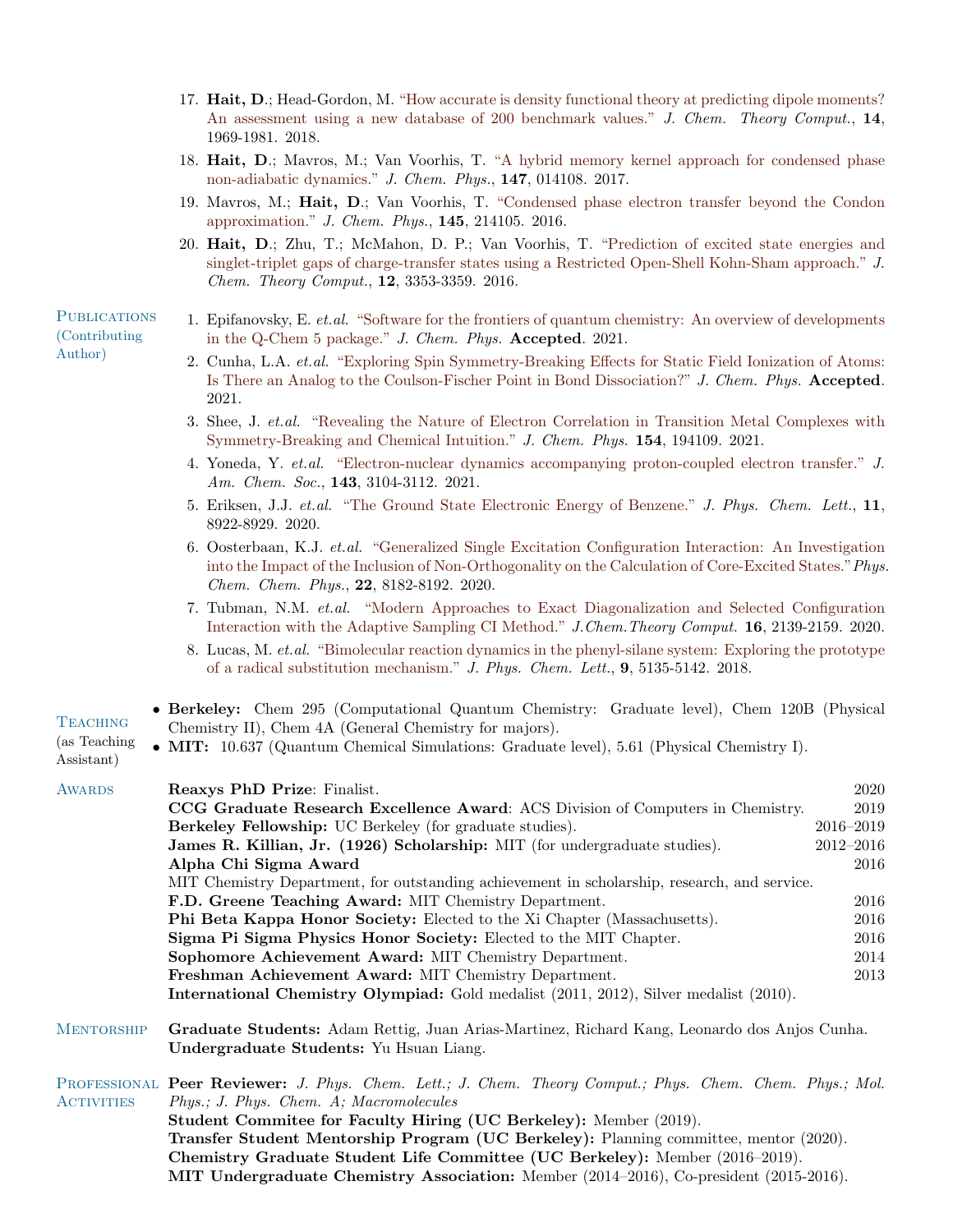17. **Hait, D.**; Head-Gordon, M. "How accurate is density functional theory at predicting dipole moments? An assessment using a new database of 200 benchmark values." *J. Chem. Theory Comput.*, **14**, 1969-1981. 2018.
18. **Hait, D.**; Mavros, M.; Van Voorhis, T. "A hybrid memory kernel approach for condensed phase non-adiabatic dynamics." *J. Chem. Phys.*, **147**, 014108. 2017.
19. Mavros, M.; **Hait, D.**; Van Voorhis, T. "Condensed phase electron transfer beyond the Condon approximation." *J. Chem. Phys.*, **145**, 214105. 2016.
20. **Hait, D.**; Zhu, T.; McMahon, D. P.; Van Voorhis, T. "Prediction of excited state energies and singlet-triplet gaps of charge-transfer states using a Restricted Open-Shell Kohn-Sham approach." *J. Chem. Theory Comput.*, **12**, 3353-3359. 2016.

## Publications (Contributing Author)

1. Epifanovsky, E. *et.al.* "Software for the frontiers of quantum chemistry: An overview of developments in the Q-Chem 5 package." *J. Chem. Phys.* **Accepted**. 2021.
2. Cunha, L.A. *et.al.* "Exploring Spin Symmetry-Breaking Effects for Static Field Ionization of Atoms: Is There an Analog to the Coulson-Fischer Point in Bond Dissociation?" *J. Chem. Phys.* **Accepted**. 2021.
3. Shee, J. *et.al.* "Revealing the Nature of Electron Correlation in Transition Metal Complexes with Symmetry-Breaking and Chemical Intuition." *J. Chem. Phys.* **154**, 194109. 2021.
4. Yoneda, Y. *et.al.* "Electron-nuclear dynamics accompanying proton-coupled electron transfer." *J. Am. Chem. Soc.*, **143**, 3104-3112. 2021.
5. Eriksen, J.J. *et.al.* "The Ground State Electronic Energy of Benzene." *J. Phys. Chem. Lett.*, **11**, 8922-8929. 2020.
6. Oosterbaan, K.J. *et.al.* "Generalized Single Excitation Configuration Interaction: An Investigation into the Impact of the Inclusion of Non-Orthogonality on the Calculation of Core-Excited States." *Phys. Chem. Chem. Phys.*, **22**, 8182-8192. 2020.
7. Tubman, N.M. *et.al.* "Modern Approaches to Exact Diagonalization and Selected Configuration Interaction with the Adaptive Sampling CI Method." *J.Chem.Theory Comput.* **16**, 2139-2159. 2020.
8. Lucas, M. *et.al.* "Bimolecular reaction dynamics in the phenyl-silane system: Exploring the prototype of a radical substitution mechanism." *J. Phys. Chem. Lett.*, **9**, 5135-5142. 2018.

## Teaching (as Teaching Assistant)

- **Berkeley:** Chem 295 (Computational Quantum Chemistry: Graduate level), Chem 120B (Physical Chemistry II), Chem 4A (General Chemistry for majors).
- **MIT:** 10.637 (Quantum Chemical Simulations: Graduate level), 5.61 (Physical Chemistry I).

## Awards

**Reaxys PhD Prize**: Finalist. 2020
**CCG Graduate Research Excellence Award**: ACS Division of Computers in Chemistry. 2019
**Berkeley Fellowship:** UC Berkeley (for graduate studies). 2016–2019
**James R. Killian, Jr. (1926) Scholarship:** MIT (for undergraduate studies). 2012–2016
**Alpha Chi Sigma Award** 2016
MIT Chemistry Department, for outstanding achievement in scholarship, research, and service.
**F.D. Greene Teaching Award:** MIT Chemistry Department. 2016
**Phi Beta Kappa Honor Society:** Elected to the Xi Chapter (Massachusetts). 2016
**Sigma Pi Sigma Physics Honor Society:** Elected to the MIT Chapter. 2016
**Sophomore Achievement Award:** MIT Chemistry Department. 2014
**Freshman Achievement Award:** MIT Chemistry Department. 2013
**International Chemistry Olympiad:** Gold medalist (2011, 2012), Silver medalist (2010).

## Mentorship

**Graduate Students:** Adam Rettig, Juan Arias-Martinez, Richard Kang, Leonardo dos Anjos Cunha.
**Undergraduate Students:** Yu Hsuan Liang.

## Professional Activities

**Peer Reviewer:** *J. Phys. Chem. Lett.; J. Chem. Theory Comput.; Phys. Chem. Chem. Phys.; Mol. Phys.; J. Phys. Chem. A; Macromolecules*
**Student Commitee for Faculty Hiring (UC Berkeley):** Member (2019).
**Transfer Student Mentorship Program (UC Berkeley):** Planning committee, mentor (2020).
**Chemistry Graduate Student Life Committee (UC Berkeley):** Member (2016–2019).
**MIT Undergraduate Chemistry Association:** Member (2014–2016), Co-president (2015-2016).